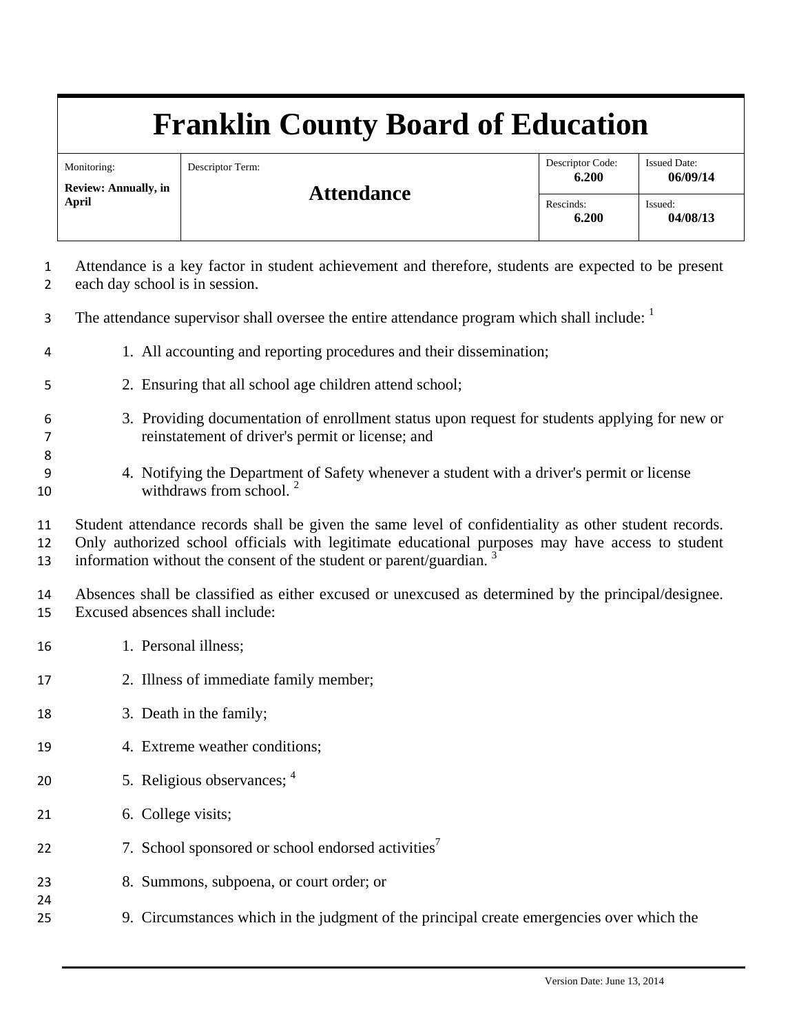# Franklin County Board of Education

| Monitoring: **Review: Annually, in April** | Descriptor Term: **Attendance** | Descriptor Code: **6.200** | Issued Date: **06/09/14** |
|---|---|---|---|
| | | Rescinds: **6.200** | Issued: **04/08/13** |

Attendance is a key factor in student achievement and therefore, students are expected to be present each day school is in session.

The attendance supervisor shall oversee the entire attendance program which shall include: [1]

1. All accounting and reporting procedures and their dissemination;
2. Ensuring that all school age children attend school;
3. Providing documentation of enrollment status upon request for students applying for new or reinstatement of driver's permit or license; and
4. Notifying the Department of Safety whenever a student with a driver's permit or license withdraws from school. [2]

Student attendance records shall be given the same level of confidentiality as other student records. Only authorized school officials with legitimate educational purposes may have access to student information without the consent of the student or parent/guardian. [3]

Absences shall be classified as either excused or unexcused as determined by the principal/designee. Excused absences shall include:

1. Personal illness;
2. Illness of immediate family member;
3. Death in the family;
4. Extreme weather conditions;
5. Religious observances; [4]
6. College visits;
7. School sponsored or school endorsed activities[7]
8. Summons, subpoena, or court order; or
9. Circumstances which in the judgment of the principal create emergencies over which the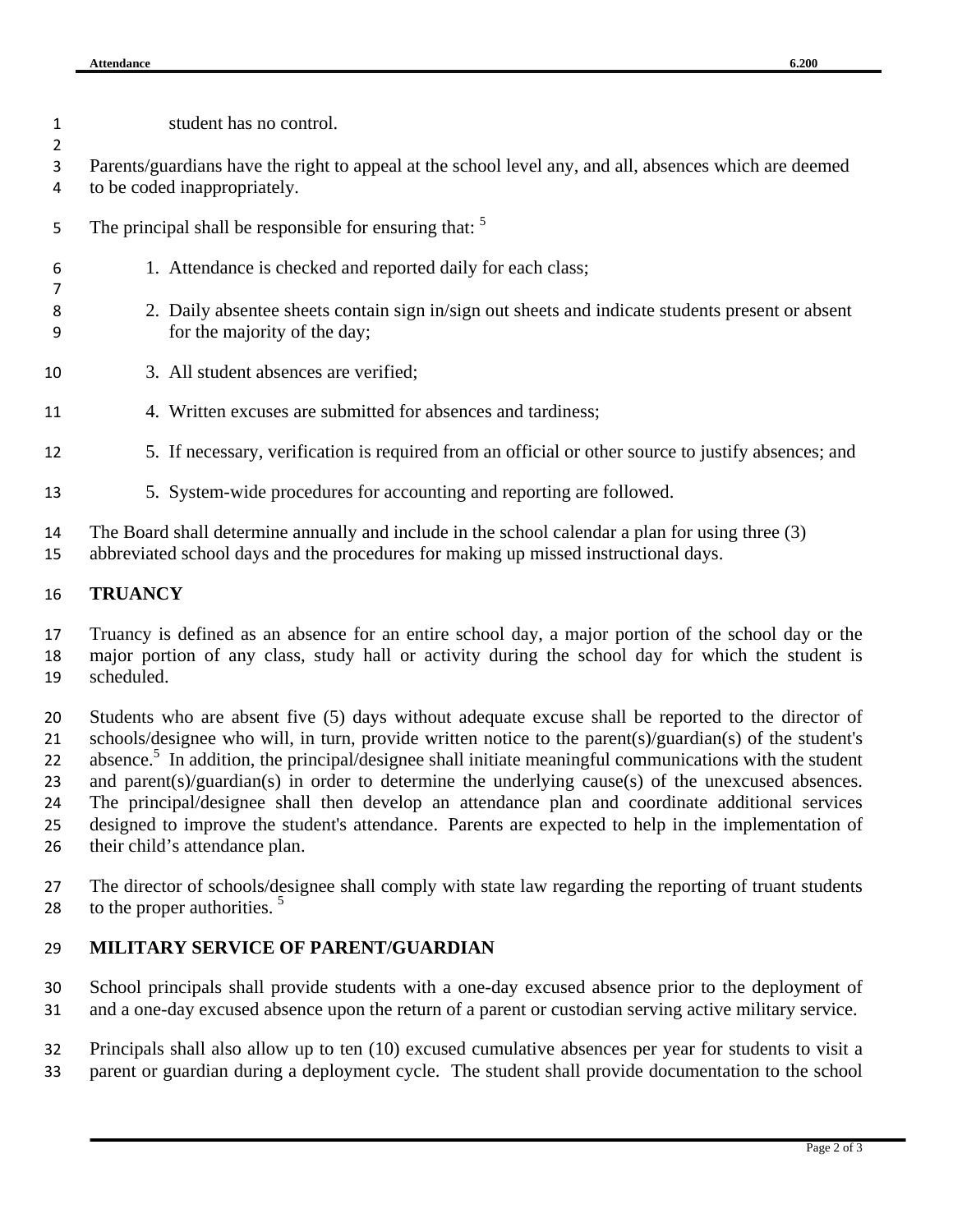student has no control.

Parents/guardians have the right to appeal at the school level any, and all, absences which are deemed to be coded inappropriately.

The principal shall be responsible for ensuring that: [5]

1. Attendance is checked and reported daily for each class;
2. Daily absentee sheets contain sign in/sign out sheets and indicate students present or absent for the majority of the day;
3. All student absences are verified;
4. Written excuses are submitted for absences and tardiness;
5. If necessary, verification is required from an official or other source to justify absences; and
5. System-wide procedures for accounting and reporting are followed.

The Board shall determine annually and include in the school calendar a plan for using three (3) abbreviated school days and the procedures for making up missed instructional days.

## TRUANCY

Truancy is defined as an absence for an entire school day, a major portion of the school day or the major portion of any class, study hall or activity during the school day for which the student is scheduled.

Students who are absent five (5) days without adequate excuse shall be reported to the director of schools/designee who will, in turn, provide written notice to the parent(s)/guardian(s) of the student's absence.[5] In addition, the principal/designee shall initiate meaningful communications with the student and parent(s)/guardian(s) in order to determine the underlying cause(s) of the unexcused absences. The principal/designee shall then develop an attendance plan and coordinate additional services designed to improve the student's attendance. Parents are expected to help in the implementation of their child's attendance plan.

The director of schools/designee shall comply with state law regarding the reporting of truant students to the proper authorities. [5]

## MILITARY SERVICE OF PARENT/GUARDIAN

School principals shall provide students with a one-day excused absence prior to the deployment of and a one-day excused absence upon the return of a parent or custodian serving active military service.

Principals shall also allow up to ten (10) excused cumulative absences per year for students to visit a parent or guardian during a deployment cycle. The student shall provide documentation to the school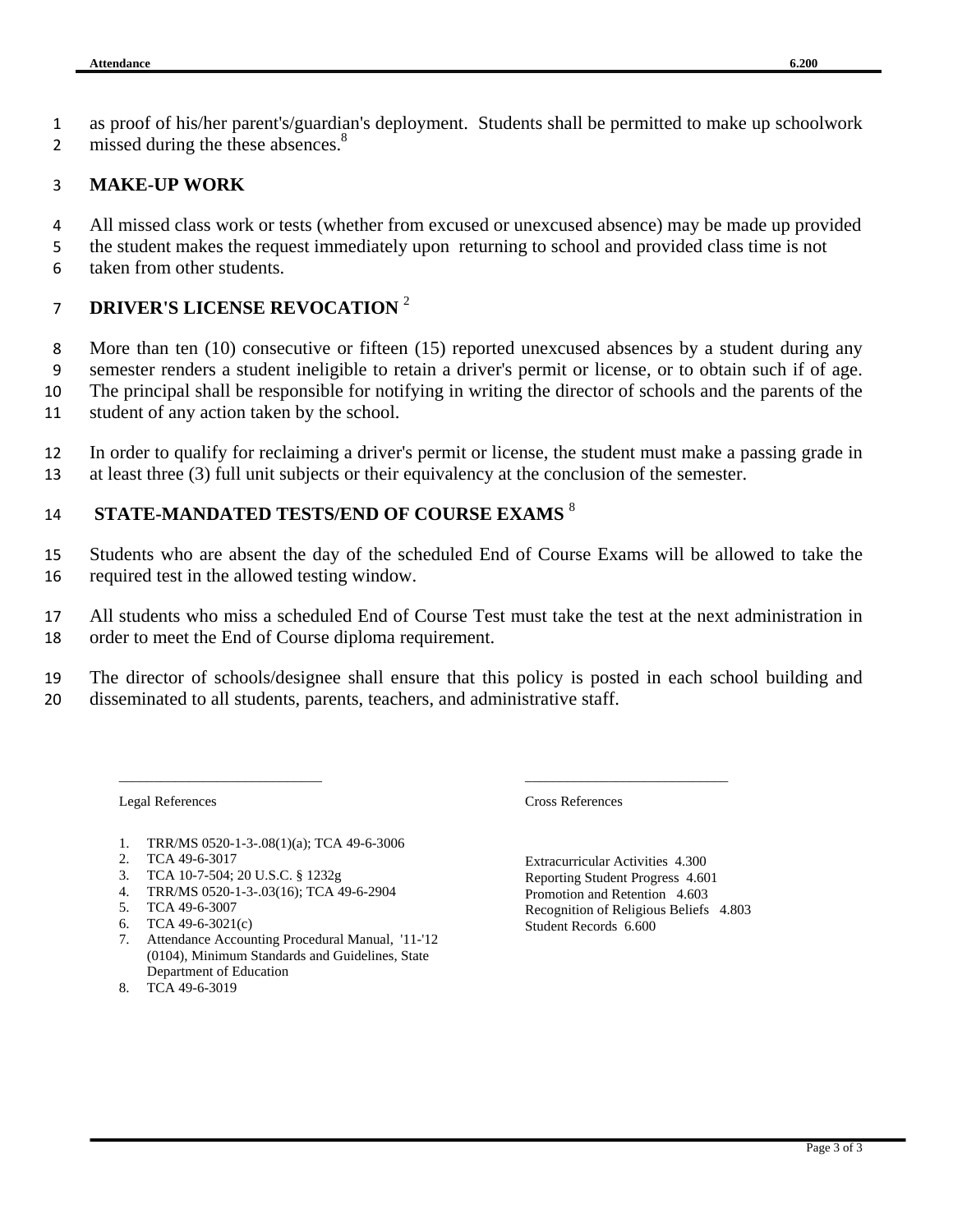as proof of his/her parent's/guardian's deployment. Students shall be permitted to make up schoolwork missed during the these absences.[8]

## MAKE-UP WORK

All missed class work or tests (whether from excused or unexcused absence) may be made up provided the student makes the request immediately upon returning to school and provided class time is not taken from other students.

## DRIVER'S LICENSE REVOCATION [2]

More than ten (10) consecutive or fifteen (15) reported unexcused absences by a student during any semester renders a student ineligible to retain a driver's permit or license, or to obtain such if of age. The principal shall be responsible for notifying in writing the director of schools and the parents of the student of any action taken by the school.

In order to qualify for reclaiming a driver's permit or license, the student must make a passing grade in at least three (3) full unit subjects or their equivalency at the conclusion of the semester.

## STATE-MANDATED TESTS/END OF COURSE EXAMS [8]

Students who are absent the day of the scheduled End of Course Exams will be allowed to take the required test in the allowed testing window.

All students who miss a scheduled End of Course Test must take the test at the next administration in order to meet the End of Course diploma requirement.

The director of schools/designee shall ensure that this policy is posted in each school building and disseminated to all students, parents, teachers, and administrative staff.

---

Legal References

1. TRR/MS 0520-1-3-.08(1)(a); TCA 49-6-3006
2. TCA 49-6-3017
3. TCA 10-7-504; 20 U.S.C. § 1232g
4. TRR/MS 0520-1-3-.03(16); TCA 49-6-2904
5. TCA 49-6-3007
6. TCA 49-6-3021(c)
7. Attendance Accounting Procedural Manual, '11-'12 (0104), Minimum Standards and Guidelines, State Department of Education
8. TCA 49-6-3019

Cross References

Extracurricular Activities 4.300
Reporting Student Progress 4.601
Promotion and Retention 4.603
Recognition of Religious Beliefs 4.803
Student Records 6.600